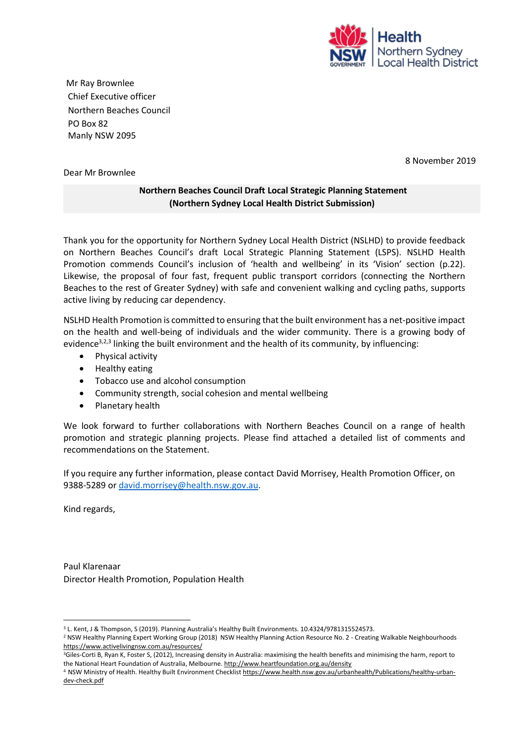Health
Northern Sydney
Local Health District

Mr Ray Brownlee
Chief Executive officer
Northern Beaches Council
PO Box 82
Manly NSW 2095

8 November 2019

Dear Mr Brownlee

**Northern Beaches Council Draft Local Strategic Planning Statement**
**(Northern Sydney Local Health District Submission)**

Thank you for the opportunity for Northern Sydney Local Health District (NSLHD) to provide feedback on Northern Beaches Council's draft Local Strategic Planning Statement (LSPS). NSLHD Health Promotion commends Council's inclusion of 'health and wellbeing' in its 'Vision' section (p.22). Likewise, the proposal of four fast, frequent public transport corridors (connecting the Northern Beaches to the rest of Greater Sydney) with safe and convenient walking and cycling paths, supports active living by reducing car dependency.

NSLHD Health Promotion is committed to ensuring that the built environment has a net-positive impact on the health and well-being of individuals and the wider community. There is a growing body of evidence[3,2,3] linking the built environment and the health of its community, by influencing:

- Physical activity
- Healthy eating
- Tobacco use and alcohol consumption
- Community strength, social cohesion and mental wellbeing
- Planetary health

We look forward to further collaborations with Northern Beaches Council on a range of health promotion and strategic planning projects. Please find attached a detailed list of comments and recommendations on the Statement.

If you require any further information, please contact David Morrisey, Health Promotion Officer, on 9388-5289 or david.morrisey@health.nsw.gov.au.

Kind regards,

Paul Klarenaar
Director Health Promotion, Population Health

---

[3] L. Kent, J & Thompson, S (2019). Planning Australia's Healthy Built Environments. 10.4324/9781315524573.

[2] NSW Healthy Planning Expert Working Group (2018) NSW Healthy Planning Action Resource No. 2 - Creating Walkable Neighbourhoods https://www.activelivingnsw.com.au/resources/

[3] Giles-Corti B, Ryan K, Foster S, (2012), Increasing density in Australia: maximising the health benefits and minimising the harm, report to the National Heart Foundation of Australia, Melbourne. http://www.heartfoundation.org.au/density

[4] NSW Ministry of Health. Healthy Built Environment Checklist https://www.health.nsw.gov.au/urbanhealth/Publications/healthy-urban-dev-check.pdf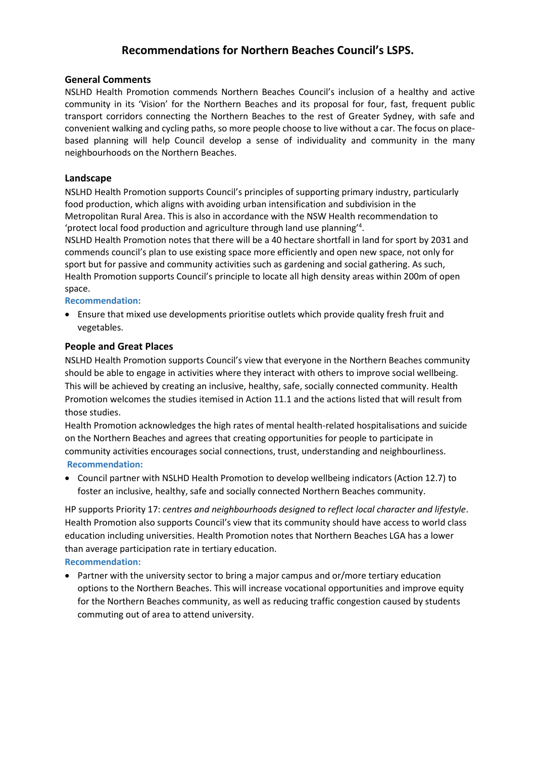# Recommendations for Northern Beaches Council's LSPS.

## General Comments

NSLHD Health Promotion commends Northern Beaches Council's inclusion of a healthy and active community in its 'Vision' for the Northern Beaches and its proposal for four, fast, frequent public transport corridors connecting the Northern Beaches to the rest of Greater Sydney, with safe and convenient walking and cycling paths, so more people choose to live without a car. The focus on place-based planning will help Council develop a sense of individuality and community in the many neighbourhoods on the Northern Beaches.

## Landscape

NSLHD Health Promotion supports Council's principles of supporting primary industry, particularly food production, which aligns with avoiding urban intensification and subdivision in the Metropolitan Rural Area. This is also in accordance with the NSW Health recommendation to 'protect local food production and agriculture through land use planning'[4].

NSLHD Health Promotion notes that there will be a 40 hectare shortfall in land for sport by 2031 and commends council's plan to use existing space more efficiently and open new space, not only for sport but for passive and community activities such as gardening and social gathering. As such, Health Promotion supports Council's principle to locate all high density areas within 200m of open space.

**Recommendation:**

- Ensure that mixed use developments prioritise outlets which provide quality fresh fruit and vegetables.

## People and Great Places

NSLHD Health Promotion supports Council's view that everyone in the Northern Beaches community should be able to engage in activities where they interact with others to improve social wellbeing. This will be achieved by creating an inclusive, healthy, safe, socially connected community. Health Promotion welcomes the studies itemised in Action 11.1 and the actions listed that will result from those studies.

Health Promotion acknowledges the high rates of mental health-related hospitalisations and suicide on the Northern Beaches and agrees that creating opportunities for people to participate in community activities encourages social connections, trust, understanding and neighbourliness.

**Recommendation:**

- Council partner with NSLHD Health Promotion to develop wellbeing indicators (Action 12.7) to foster an inclusive, healthy, safe and socially connected Northern Beaches community.

HP supports Priority 17: *centres and neighbourhoods designed to reflect local character and lifestyle*. Health Promotion also supports Council's view that its community should have access to world class education including universities. Health Promotion notes that Northern Beaches LGA has a lower than average participation rate in tertiary education.

**Recommendation:**

- Partner with the university sector to bring a major campus and or/more tertiary education options to the Northern Beaches. This will increase vocational opportunities and improve equity for the Northern Beaches community, as well as reducing traffic congestion caused by students commuting out of area to attend university.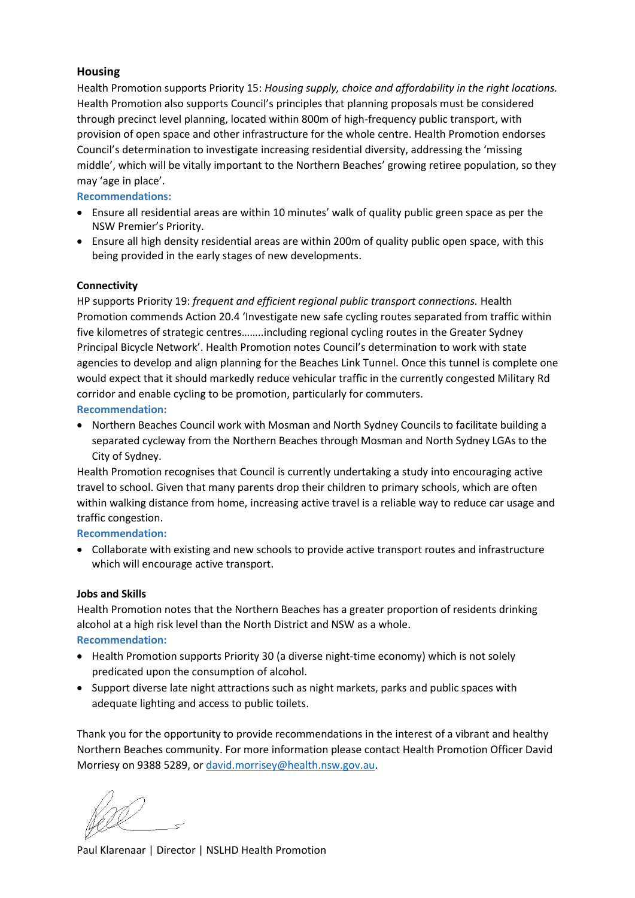**Housing**

Health Promotion supports Priority 15: *Housing supply, choice and affordability in the right locations.* Health Promotion also supports Council's principles that planning proposals must be considered through precinct level planning, located within 800m of high-frequency public transport, with provision of open space and other infrastructure for the whole centre. Health Promotion endorses Council's determination to investigate increasing residential diversity, addressing the 'missing middle', which will be vitally important to the Northern Beaches' growing retiree population, so they may 'age in place'.

**Recommendations:**

- Ensure all residential areas are within 10 minutes' walk of quality public green space as per the NSW Premier's Priority.
- Ensure all high density residential areas are within 200m of quality public open space, with this being provided in the early stages of new developments.

**Connectivity**

HP supports Priority 19: *frequent and efficient regional public transport connections.* Health Promotion commends Action 20.4 'Investigate new safe cycling routes separated from traffic within five kilometres of strategic centres……..including regional cycling routes in the Greater Sydney Principal Bicycle Network'. Health Promotion notes Council's determination to work with state agencies to develop and align planning for the Beaches Link Tunnel. Once this tunnel is complete one would expect that it should markedly reduce vehicular traffic in the currently congested Military Rd corridor and enable cycling to be promotion, particularly for commuters.

**Recommendation:**

- Northern Beaches Council work with Mosman and North Sydney Councils to facilitate building a separated cycleway from the Northern Beaches through Mosman and North Sydney LGAs to the City of Sydney.

Health Promotion recognises that Council is currently undertaking a study into encouraging active travel to school. Given that many parents drop their children to primary schools, which are often within walking distance from home, increasing active travel is a reliable way to reduce car usage and traffic congestion.

**Recommendation:**

- Collaborate with existing and new schools to provide active transport routes and infrastructure which will encourage active transport.

**Jobs and Skills**

Health Promotion notes that the Northern Beaches has a greater proportion of residents drinking alcohol at a high risk level than the North District and NSW as a whole.

**Recommendation:**

- Health Promotion supports Priority 30 (a diverse night-time economy) which is not solely predicated upon the consumption of alcohol.
- Support diverse late night attractions such as night markets, parks and public spaces with adequate lighting and access to public toilets.

Thank you for the opportunity to provide recommendations in the interest of a vibrant and healthy Northern Beaches community. For more information please contact Health Promotion Officer David Morriesy on 9388 5289, or david.morrisey@health.nsw.gov.au.

Paul Klarenaar | Director | NSLHD Health Promotion